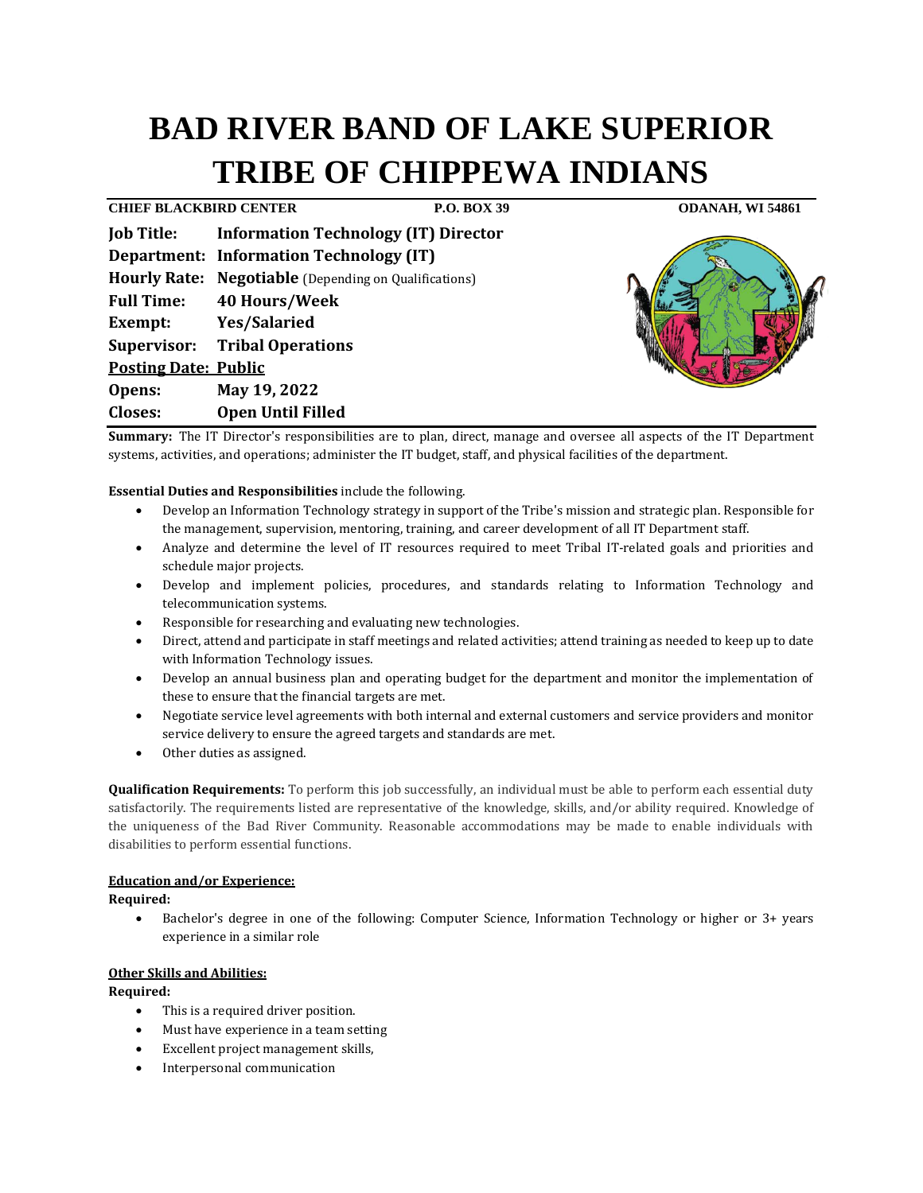# BAD RIVER BAND OF LAKE SUPERIOR TRIBE OF CHIPPEWA INDIANS

**CHIEF BLACKBIRD CENTER** **P.O. BOX 39** **ODANAH, WI 54861**

**Job Title:** **Information Technology (IT) Director**
**Department:** **Information Technology (IT)**
**Hourly Rate:** **Negotiable** (Depending on Qualifications)
**Full Time:** **40 Hours/Week**
**Exempt:** **Yes/Salaried**
**Supervisor:** **Tribal Operations**
**Posting Date: Public**
**Opens:** **May 19, 2022**
**Closes:** **Open Until Filled**

**Summary:** The IT Director's responsibilities are to plan, direct, manage and oversee all aspects of the IT Department systems, activities, and operations; administer the IT budget, staff, and physical facilities of the department.

**Essential Duties and Responsibilities** include the following.

- Develop an Information Technology strategy in support of the Tribe's mission and strategic plan. Responsible for the management, supervision, mentoring, training, and career development of all IT Department staff.
- Analyze and determine the level of IT resources required to meet Tribal IT-related goals and priorities and schedule major projects.
- Develop and implement policies, procedures, and standards relating to Information Technology and telecommunication systems.
- Responsible for researching and evaluating new technologies.
- Direct, attend and participate in staff meetings and related activities; attend training as needed to keep up to date with Information Technology issues.
- Develop an annual business plan and operating budget for the department and monitor the implementation of these to ensure that the financial targets are met.
- Negotiate service level agreements with both internal and external customers and service providers and monitor service delivery to ensure the agreed targets and standards are met.
- Other duties as assigned.

**Qualification Requirements:** To perform this job successfully, an individual must be able to perform each essential duty satisfactorily. The requirements listed are representative of the knowledge, skills, and/or ability required. Knowledge of the uniqueness of the Bad River Community. Reasonable accommodations may be made to enable individuals with disabilities to perform essential functions.

**Education and/or Experience:**

**Required:**

- Bachelor's degree in one of the following: Computer Science, Information Technology or higher or 3+ years experience in a similar role

**Other Skills and Abilities:**

**Required:**

- This is a required driver position.
- Must have experience in a team setting
- Excellent project management skills,
- Interpersonal communication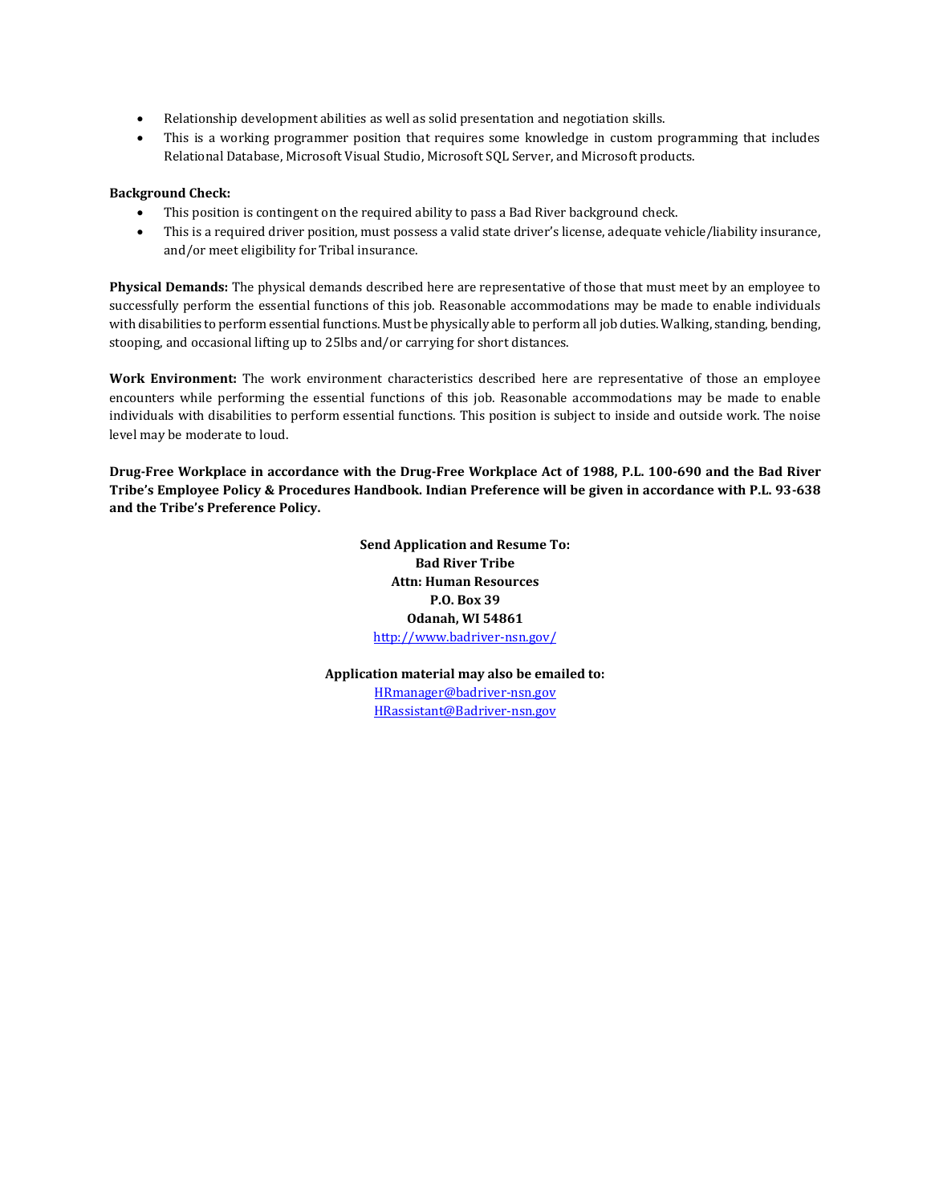- Relationship development abilities as well as solid presentation and negotiation skills.
- This is a working programmer position that requires some knowledge in custom programming that includes Relational Database, Microsoft Visual Studio, Microsoft SQL Server, and Microsoft products.

**Background Check:**

- This position is contingent on the required ability to pass a Bad River background check.
- This is a required driver position, must possess a valid state driver's license, adequate vehicle/liability insurance, and/or meet eligibility for Tribal insurance.

**Physical Demands:** The physical demands described here are representative of those that must meet by an employee to successfully perform the essential functions of this job. Reasonable accommodations may be made to enable individuals with disabilities to perform essential functions. Must be physically able to perform all job duties. Walking, standing, bending, stooping, and occasional lifting up to 25lbs and/or carrying for short distances.

**Work Environment:** The work environment characteristics described here are representative of those an employee encounters while performing the essential functions of this job. Reasonable accommodations may be made to enable individuals with disabilities to perform essential functions. This position is subject to inside and outside work. The noise level may be moderate to loud.

**Drug-Free Workplace in accordance with the Drug-Free Workplace Act of 1988, P.L. 100-690 and the Bad River Tribe's Employee Policy & Procedures Handbook. Indian Preference will be given in accordance with P.L. 93-638 and the Tribe's Preference Policy.**

**Send Application and Resume To:**
**Bad River Tribe**
**Attn: Human Resources**
**P.O. Box 39**
**Odanah, WI 54861**
http://www.badriver-nsn.gov/

**Application material may also be emailed to:**
HRmanager@badriver-nsn.gov
HRassistant@Badriver-nsn.gov